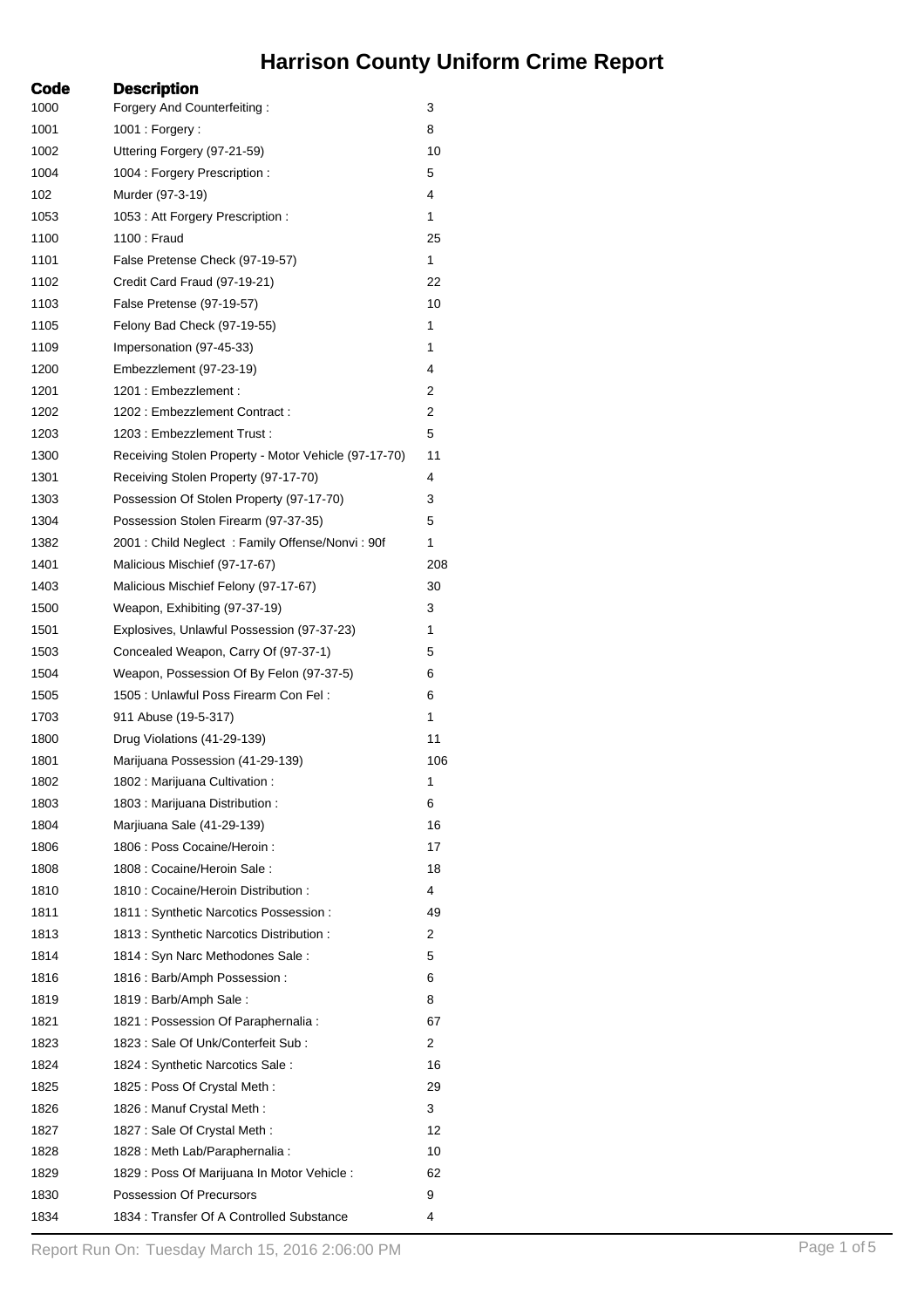# Harrison County Uniform Crime Report

| Code | Description | |
|---|---|---|
| 1000 | Forgery And Counterfeiting : | 3 |
| 1001 | 1001 : Forgery : | 8 |
| 1002 | Uttering Forgery (97-21-59) | 10 |
| 1004 | 1004 : Forgery Prescription : | 5 |
| 102 | Murder (97-3-19) | 4 |
| 1053 | 1053 : Att Forgery Prescription : | 1 |
| 1100 | 1100 : Fraud | 25 |
| 1101 | False Pretense Check (97-19-57) | 1 |
| 1102 | Credit Card Fraud (97-19-21) | 22 |
| 1103 | False Pretense (97-19-57) | 10 |
| 1105 | Felony Bad Check (97-19-55) | 1 |
| 1109 | Impersonation (97-45-33) | 1 |
| 1200 | Embezzlement (97-23-19) | 4 |
| 1201 | 1201 : Embezzlement : | 2 |
| 1202 | 1202 : Embezzlement Contract : | 2 |
| 1203 | 1203 : Embezzlement Trust : | 5 |
| 1300 | Receiving Stolen Property - Motor Vehicle (97-17-70) | 11 |
| 1301 | Receiving Stolen Property (97-17-70) | 4 |
| 1303 | Possession Of Stolen Property (97-17-70) | 3 |
| 1304 | Possession Stolen Firearm (97-37-35) | 5 |
| 1382 | 2001 : Child Neglect : Family Offense/Nonvi : 90f | 1 |
| 1401 | Malicious Mischief (97-17-67) | 208 |
| 1403 | Malicious Mischief Felony (97-17-67) | 30 |
| 1500 | Weapon, Exhibiting (97-37-19) | 3 |
| 1501 | Explosives, Unlawful Possession (97-37-23) | 1 |
| 1503 | Concealed Weapon, Carry Of (97-37-1) | 5 |
| 1504 | Weapon, Possession Of By Felon (97-37-5) | 6 |
| 1505 | 1505 : Unlawful Poss Firearm Con Fel : | 6 |
| 1703 | 911 Abuse (19-5-317) | 1 |
| 1800 | Drug Violations (41-29-139) | 11 |
| 1801 | Marijuana Possession (41-29-139) | 106 |
| 1802 | 1802 : Marijuana Cultivation : | 1 |
| 1803 | 1803 : Marijuana Distribution : | 6 |
| 1804 | Marjiuana Sale (41-29-139) | 16 |
| 1806 | 1806 : Poss Cocaine/Heroin : | 17 |
| 1808 | 1808 : Cocaine/Heroin Sale : | 18 |
| 1810 | 1810 : Cocaine/Heroin Distribution : | 4 |
| 1811 | 1811 : Synthetic Narcotics Possession : | 49 |
| 1813 | 1813 : Synthetic Narcotics Distribution : | 2 |
| 1814 | 1814 : Syn Narc Methodones Sale : | 5 |
| 1816 | 1816 : Barb/Amph Possession : | 6 |
| 1819 | 1819 : Barb/Amph Sale : | 8 |
| 1821 | 1821 : Possession Of Paraphernalia : | 67 |
| 1823 | 1823 : Sale Of Unk/Conterfeit Sub : | 2 |
| 1824 | 1824 : Synthetic Narcotics Sale : | 16 |
| 1825 | 1825 : Poss Of Crystal Meth : | 29 |
| 1826 | 1826 : Manuf Crystal Meth : | 3 |
| 1827 | 1827 : Sale Of Crystal Meth : | 12 |
| 1828 | 1828 : Meth Lab/Paraphernalia : | 10 |
| 1829 | 1829 : Poss Of Marijuana In Motor Vehicle : | 62 |
| 1830 | Possession Of Precursors | 9 |
| 1834 | 1834 : Transfer Of A Controlled Substance | 4 |

Report Run On: Tuesday March 15, 2016 2:06:00 PM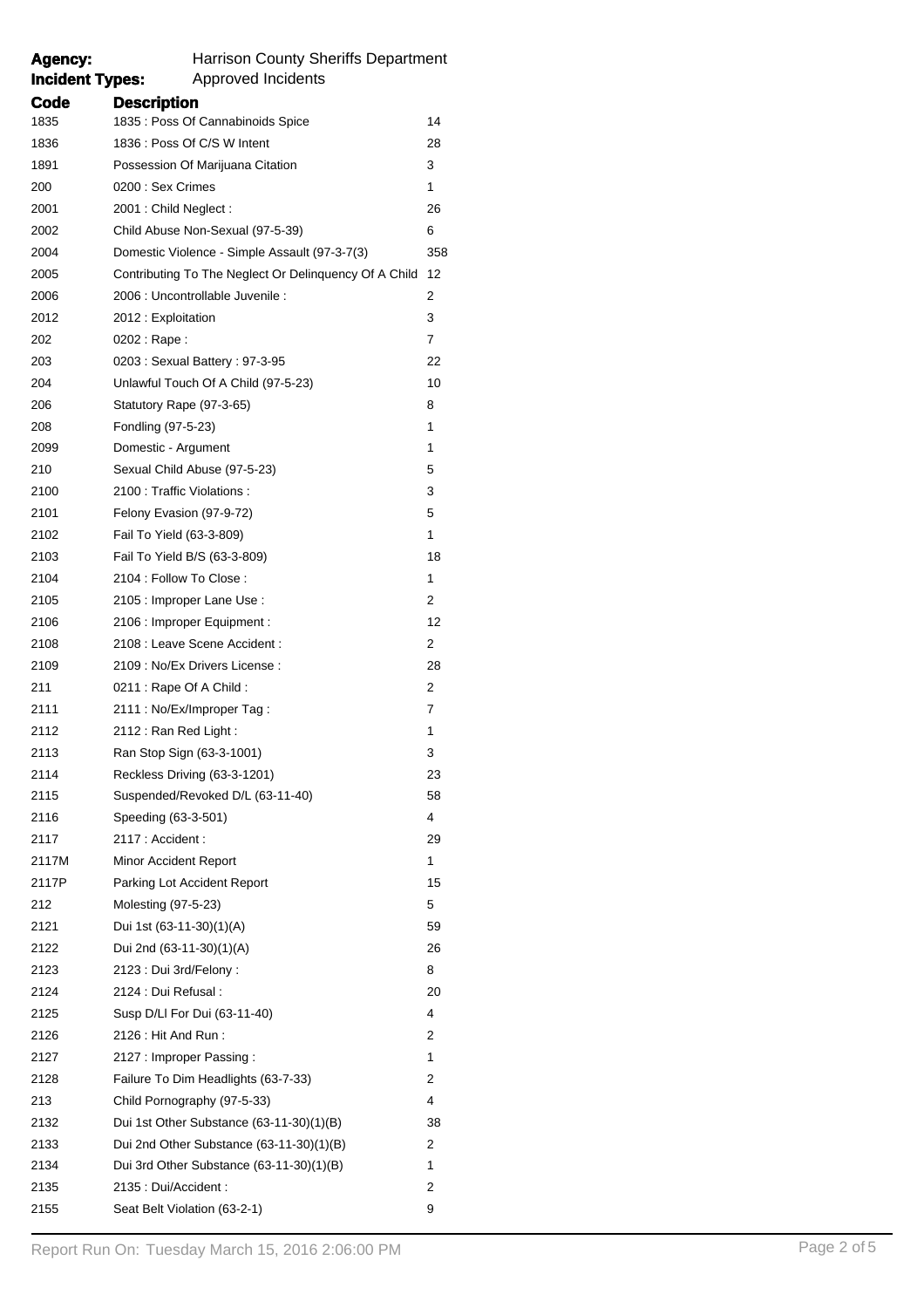**Agency:** Harrison County Sheriffs Department
**Incident Types:** Approved Incidents

| Code | Description | |
|---|---|---|
| 1835 | 1835 : Poss Of Cannabinoids Spice | 14 |
| 1836 | 1836 : Poss Of C/S W Intent | 28 |
| 1891 | Possession Of Marijuana Citation | 3 |
| 200 | 0200 : Sex Crimes | 1 |
| 2001 | 2001 : Child Neglect : | 26 |
| 2002 | Child Abuse Non-Sexual (97-5-39) | 6 |
| 2004 | Domestic Violence - Simple Assault (97-3-7(3) | 358 |
| 2005 | Contributing To The Neglect Or Delinquency Of A Child | 12 |
| 2006 | 2006 : Uncontrollable Juvenile : | 2 |
| 2012 | 2012 : Exploitation | 3 |
| 202 | 0202 : Rape : | 7 |
| 203 | 0203 : Sexual Battery : 97-3-95 | 22 |
| 204 | Unlawful Touch Of A Child (97-5-23) | 10 |
| 206 | Statutory Rape (97-3-65) | 8 |
| 208 | Fondling (97-5-23) | 1 |
| 2099 | Domestic - Argument | 1 |
| 210 | Sexual Child Abuse (97-5-23) | 5 |
| 2100 | 2100 : Traffic Violations : | 3 |
| 2101 | Felony Evasion (97-9-72) | 5 |
| 2102 | Fail To Yield (63-3-809) | 1 |
| 2103 | Fail To Yield B/S (63-3-809) | 18 |
| 2104 | 2104 : Follow To Close : | 1 |
| 2105 | 2105 : Improper Lane Use : | 2 |
| 2106 | 2106 : Improper Equipment : | 12 |
| 2108 | 2108 : Leave Scene Accident : | 2 |
| 2109 | 2109 : No/Ex Drivers License : | 28 |
| 211 | 0211 : Rape Of A Child : | 2 |
| 2111 | 2111 : No/Ex/Improper Tag : | 7 |
| 2112 | 2112 : Ran Red Light : | 1 |
| 2113 | Ran Stop Sign (63-3-1001) | 3 |
| 2114 | Reckless Driving (63-3-1201) | 23 |
| 2115 | Suspended/Revoked D/L (63-11-40) | 58 |
| 2116 | Speeding (63-3-501) | 4 |
| 2117 | 2117 : Accident : | 29 |
| 2117M | Minor Accident Report | 1 |
| 2117P | Parking Lot Accident Report | 15 |
| 212 | Molesting (97-5-23) | 5 |
| 2121 | Dui 1st (63-11-30)(1)(A) | 59 |
| 2122 | Dui 2nd (63-11-30)(1)(A) | 26 |
| 2123 | 2123 : Dui 3rd/Felony : | 8 |
| 2124 | 2124 : Dui Refusal : | 20 |
| 2125 | Susp D/Ll For Dui (63-11-40) | 4 |
| 2126 | 2126 : Hit And Run : | 2 |
| 2127 | 2127 : Improper Passing : | 1 |
| 2128 | Failure To Dim Headlights (63-7-33) | 2 |
| 213 | Child Pornography (97-5-33) | 4 |
| 2132 | Dui 1st Other Substance (63-11-30)(1)(B) | 38 |
| 2133 | Dui 2nd Other Substance (63-11-30)(1)(B) | 2 |
| 2134 | Dui 3rd Other Substance (63-11-30)(1)(B) | 1 |
| 2135 | 2135 : Dui/Accident : | 2 |
| 2155 | Seat Belt Violation (63-2-1) | 9 |

Report Run On: Tuesday March 15, 2016 2:06:00 PM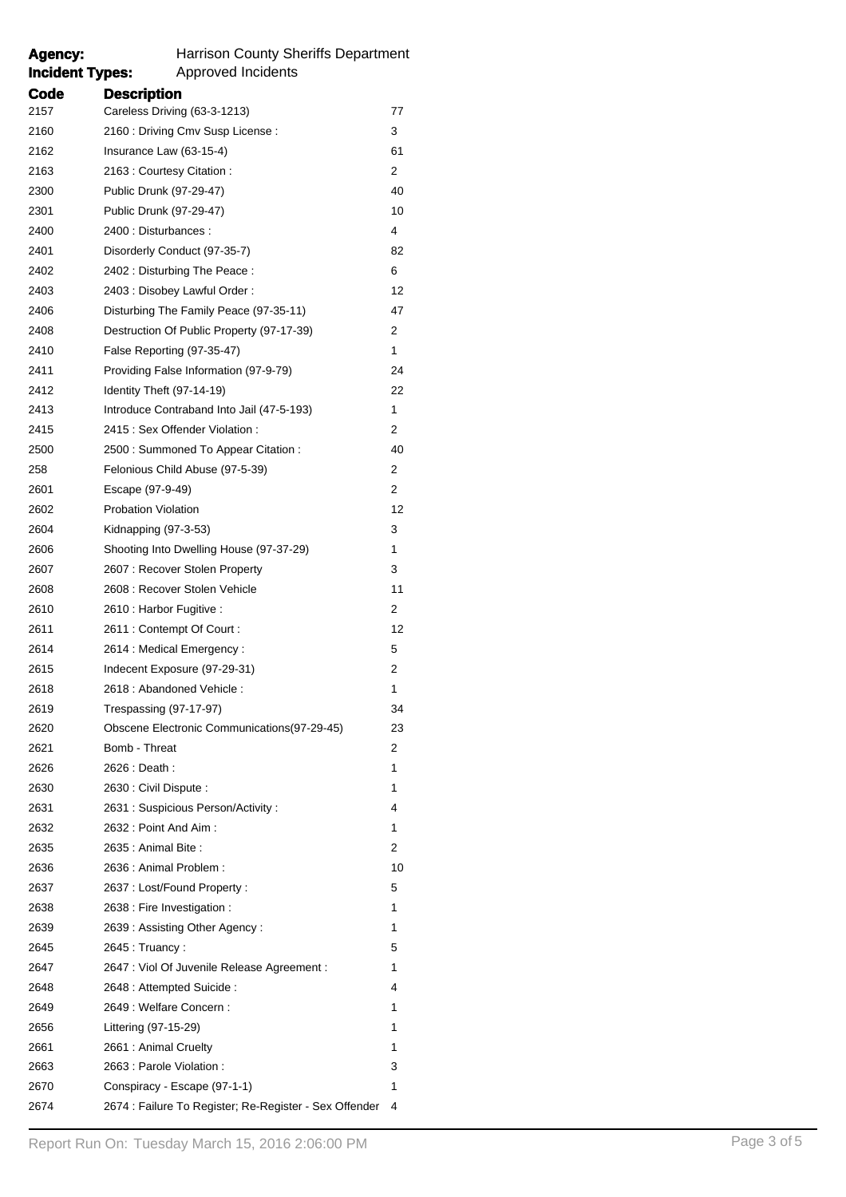**Agency:** Harrison County Sheriffs Department
**Incident Types:** Approved Incidents

| Code | Description | |
|---|---|---|
| 2157 | Careless Driving (63-3-1213) | 77 |
| 2160 | 2160 : Driving Cmv Susp License : | 3 |
| 2162 | Insurance Law (63-15-4) | 61 |
| 2163 | 2163 : Courtesy Citation : | 2 |
| 2300 | Public Drunk (97-29-47) | 40 |
| 2301 | Public Drunk (97-29-47) | 10 |
| 2400 | 2400 : Disturbances : | 4 |
| 2401 | Disorderly Conduct (97-35-7) | 82 |
| 2402 | 2402 : Disturbing The Peace : | 6 |
| 2403 | 2403 : Disobey Lawful Order : | 12 |
| 2406 | Disturbing The Family Peace (97-35-11) | 47 |
| 2408 | Destruction Of Public Property (97-17-39) | 2 |
| 2410 | False Reporting (97-35-47) | 1 |
| 2411 | Providing False Information (97-9-79) | 24 |
| 2412 | Identity Theft (97-14-19) | 22 |
| 2413 | Introduce Contraband Into Jail (47-5-193) | 1 |
| 2415 | 2415 : Sex Offender Violation : | 2 |
| 2500 | 2500 : Summoned To Appear Citation : | 40 |
| 258 | Felonious Child Abuse (97-5-39) | 2 |
| 2601 | Escape (97-9-49) | 2 |
| 2602 | Probation Violation | 12 |
| 2604 | Kidnapping (97-3-53) | 3 |
| 2606 | Shooting Into Dwelling House (97-37-29) | 1 |
| 2607 | 2607 : Recover Stolen Property | 3 |
| 2608 | 2608 : Recover Stolen Vehicle | 11 |
| 2610 | 2610 : Harbor Fugitive : | 2 |
| 2611 | 2611 : Contempt Of Court : | 12 |
| 2614 | 2614 : Medical Emergency : | 5 |
| 2615 | Indecent Exposure (97-29-31) | 2 |
| 2618 | 2618 : Abandoned Vehicle : | 1 |
| 2619 | Trespassing (97-17-97) | 34 |
| 2620 | Obscene Electronic Communications(97-29-45) | 23 |
| 2621 | Bomb - Threat | 2 |
| 2626 | 2626 : Death : | 1 |
| 2630 | 2630 : Civil Dispute : | 1 |
| 2631 | 2631 : Suspicious Person/Activity : | 4 |
| 2632 | 2632 : Point And Aim : | 1 |
| 2635 | 2635 : Animal Bite : | 2 |
| 2636 | 2636 : Animal Problem : | 10 |
| 2637 | 2637 : Lost/Found Property : | 5 |
| 2638 | 2638 : Fire Investigation : | 1 |
| 2639 | 2639 : Assisting Other Agency : | 1 |
| 2645 | 2645 : Truancy : | 5 |
| 2647 | 2647 : Viol Of Juvenile Release Agreement : | 1 |
| 2648 | 2648 : Attempted Suicide : | 4 |
| 2649 | 2649 : Welfare Concern : | 1 |
| 2656 | Littering (97-15-29) | 1 |
| 2661 | 2661 : Animal Cruelty | 1 |
| 2663 | 2663 : Parole Violation : | 3 |
| 2670 | Conspiracy - Escape (97-1-1) | 1 |
| 2674 | 2674 : Failure To Register; Re-Register - Sex Offender | 4 |

Report Run On: Tuesday March 15, 2016 2:06:00 PM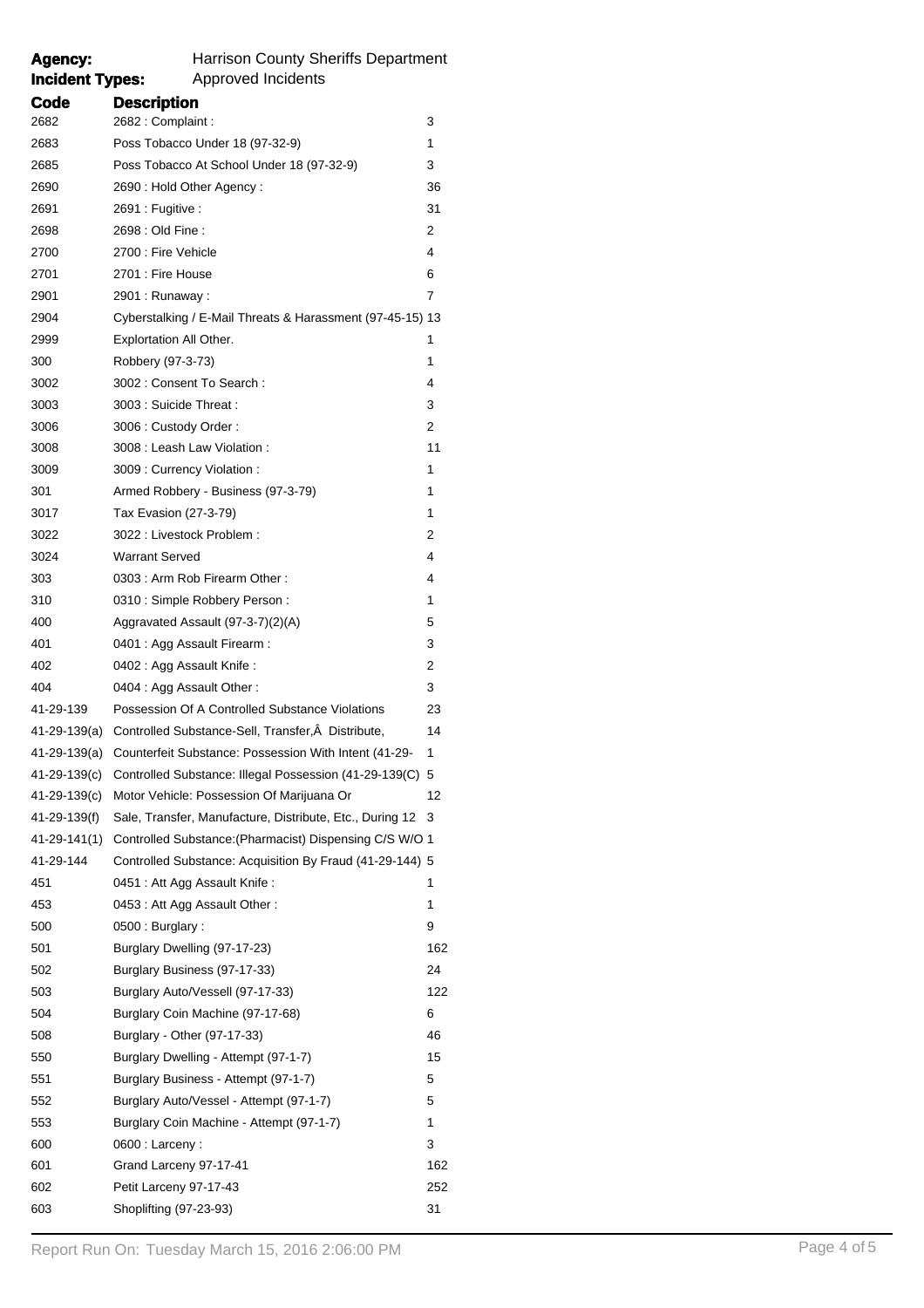**Agency:** Harrison County Sheriffs Department
**Incident Types:** Approved Incidents

| Code | Description | |
|---|---|---|
| 2682 | 2682 : Complaint : | 3 |
| 2683 | Poss Tobacco Under 18 (97-32-9) | 1 |
| 2685 | Poss Tobacco At School Under 18 (97-32-9) | 3 |
| 2690 | 2690 : Hold Other Agency : | 36 |
| 2691 | 2691 : Fugitive : | 31 |
| 2698 | 2698 : Old Fine : | 2 |
| 2700 | 2700 : Fire Vehicle | 4 |
| 2701 | 2701 : Fire House | 6 |
| 2901 | 2901 : Runaway : | 7 |
| 2904 | Cyberstalking / E-Mail Threats & Harassment (97-45-15) | 13 |
| 2999 | Explortation All Other. | 1 |
| 300 | Robbery (97-3-73) | 1 |
| 3002 | 3002 : Consent To Search : | 4 |
| 3003 | 3003 : Suicide Threat : | 3 |
| 3006 | 3006 : Custody Order : | 2 |
| 3008 | 3008 : Leash Law Violation : | 11 |
| 3009 | 3009 : Currency Violation : | 1 |
| 301 | Armed Robbery - Business (97-3-79) | 1 |
| 3017 | Tax Evasion (27-3-79) | 1 |
| 3022 | 3022 : Livestock Problem : | 2 |
| 3024 | Warrant Served | 4 |
| 303 | 0303 : Arm Rob Firearm Other : | 4 |
| 310 | 0310 : Simple Robbery Person : | 1 |
| 400 | Aggravated Assault (97-3-7)(2)(A) | 5 |
| 401 | 0401 : Agg Assault Firearm : | 3 |
| 402 | 0402 : Agg Assault Knife : | 2 |
| 404 | 0404 : Agg Assault Other : | 3 |
| 41-29-139 | Possession Of A Controlled Substance Violations | 23 |
| 41-29-139(a) | Controlled Substance-Sell, Transfer,Â Distribute, | 14 |
| 41-29-139(a) | Counterfeit Substance: Possession With Intent (41-29- | 1 |
| 41-29-139(c) | Controlled Substance: Illegal Possession (41-29-139(C) | 5 |
| 41-29-139(c) | Motor Vehicle: Possession Of Marijuana Or | 12 |
| 41-29-139(f) | Sale, Transfer, Manufacture, Distribute, Etc., During 12 | 3 |
| 41-29-141(1) | Controlled Substance:(Pharmacist) Dispensing C/S W/O | 1 |
| 41-29-144 | Controlled Substance: Acquisition By Fraud (41-29-144) | 5 |
| 451 | 0451 : Att Agg Assault Knife : | 1 |
| 453 | 0453 : Att Agg Assault Other : | 1 |
| 500 | 0500 : Burglary : | 9 |
| 501 | Burglary Dwelling (97-17-23) | 162 |
| 502 | Burglary Business (97-17-33) | 24 |
| 503 | Burglary Auto/Vessell (97-17-33) | 122 |
| 504 | Burglary Coin Machine (97-17-68) | 6 |
| 508 | Burglary - Other (97-17-33) | 46 |
| 550 | Burglary Dwelling - Attempt (97-1-7) | 15 |
| 551 | Burglary Business - Attempt (97-1-7) | 5 |
| 552 | Burglary Auto/Vessel - Attempt (97-1-7) | 5 |
| 553 | Burglary Coin Machine - Attempt (97-1-7) | 1 |
| 600 | 0600 : Larceny : | 3 |
| 601 | Grand Larceny 97-17-41 | 162 |
| 602 | Petit Larceny 97-17-43 | 252 |
| 603 | Shoplifting (97-23-93) | 31 |

Report Run On: Tuesday March 15, 2016 2:06:00 PM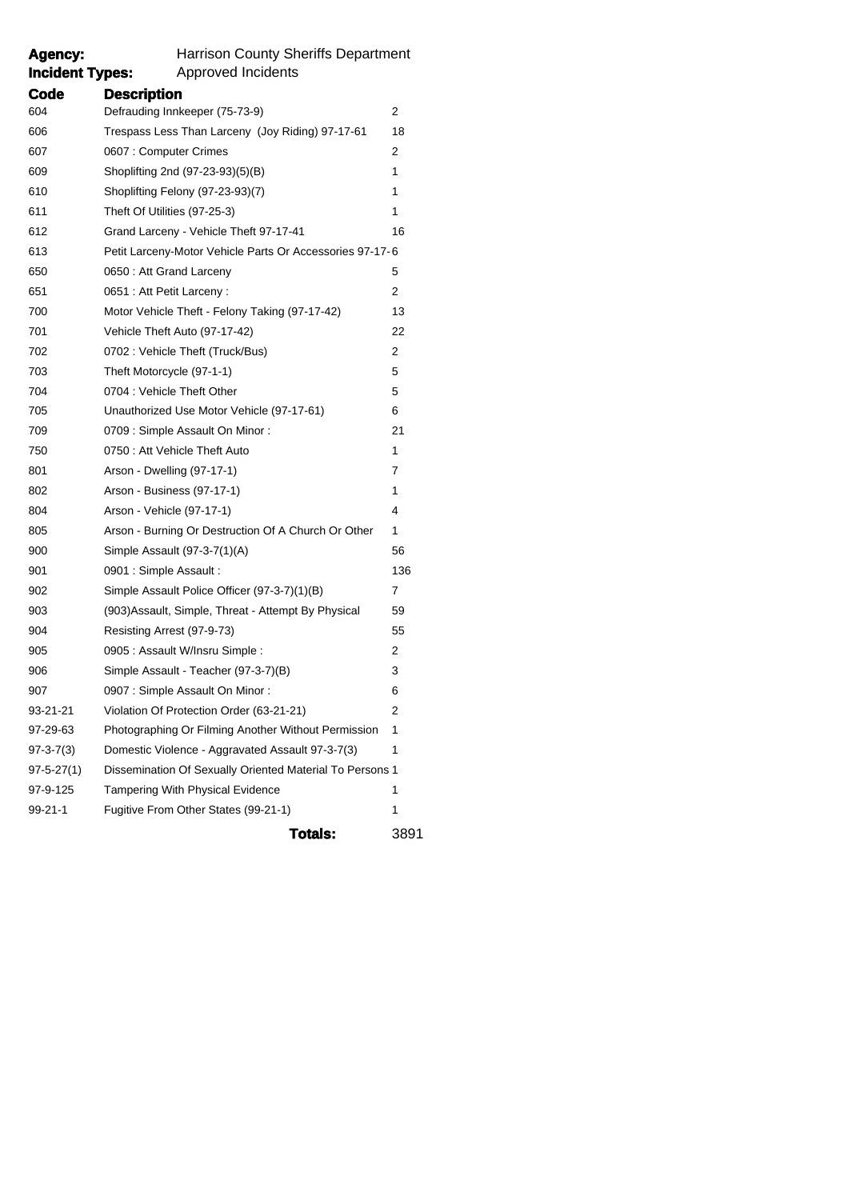**Agency:** Harrison County Sheriffs Department

**Incident Types:** Approved Incidents

| Code | Description | |
|---|---|---|
| 604 | Defrauding Innkeeper (75-73-9) | 2 |
| 606 | Trespass Less Than Larceny (Joy Riding) 97-17-61 | 18 |
| 607 | 0607 : Computer Crimes | 2 |
| 609 | Shoplifting 2nd (97-23-93)(5)(B) | 1 |
| 610 | Shoplifting Felony (97-23-93)(7) | 1 |
| 611 | Theft Of Utilities (97-25-3) | 1 |
| 612 | Grand Larceny - Vehicle Theft 97-17-41 | 16 |
| 613 | Petit Larceny-Motor Vehicle Parts Or Accessories 97-17- | 6 |
| 650 | 0650 : Att Grand Larceny | 5 |
| 651 | 0651 : Att Petit Larceny : | 2 |
| 700 | Motor Vehicle Theft - Felony Taking (97-17-42) | 13 |
| 701 | Vehicle Theft Auto (97-17-42) | 22 |
| 702 | 0702 : Vehicle Theft (Truck/Bus) | 2 |
| 703 | Theft Motorcycle (97-1-1) | 5 |
| 704 | 0704 : Vehicle Theft Other | 5 |
| 705 | Unauthorized Use Motor Vehicle (97-17-61) | 6 |
| 709 | 0709 : Simple Assault On Minor : | 21 |
| 750 | 0750 : Att Vehicle Theft Auto | 1 |
| 801 | Arson - Dwelling (97-17-1) | 7 |
| 802 | Arson - Business (97-17-1) | 1 |
| 804 | Arson - Vehicle (97-17-1) | 4 |
| 805 | Arson - Burning Or Destruction Of A Church Or Other | 1 |
| 900 | Simple Assault (97-3-7(1)(A) | 56 |
| 901 | 0901 : Simple Assault : | 136 |
| 902 | Simple Assault Police Officer (97-3-7)(1)(B) | 7 |
| 903 | (903)Assault, Simple, Threat - Attempt By Physical | 59 |
| 904 | Resisting Arrest (97-9-73) | 55 |
| 905 | 0905 : Assault W/Insru Simple : | 2 |
| 906 | Simple Assault - Teacher (97-3-7)(B) | 3 |
| 907 | 0907 : Simple Assault On Minor : | 6 |
| 93-21-21 | Violation Of Protection Order (63-21-21) | 2 |
| 97-29-63 | Photographing Or Filming Another Without Permission | 1 |
| 97-3-7(3) | Domestic Violence - Aggravated Assault 97-3-7(3) | 1 |
| 97-5-27(1) | Dissemination Of Sexually Oriented Material To Persons | 1 |
| 97-9-125 | Tampering With Physical Evidence | 1 |
| 99-21-1 | Fugitive From Other States (99-21-1) | 1 |
| | **Totals:** | 3891 |